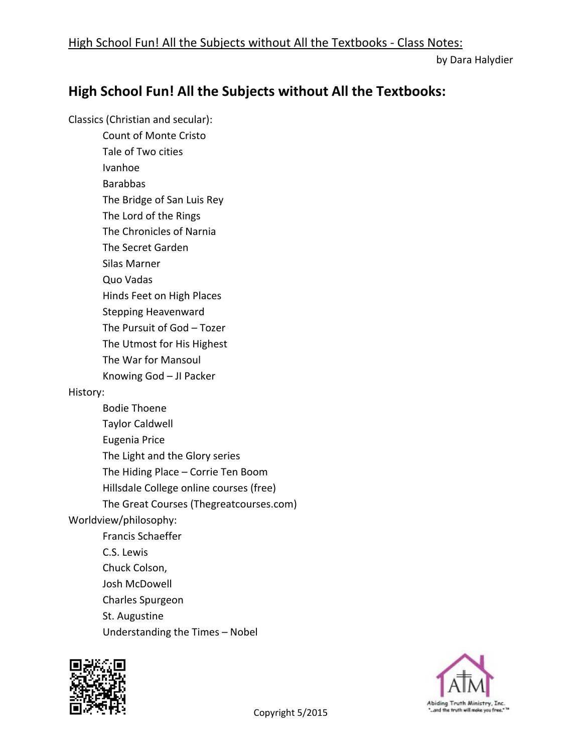# High School Fun! All the Subjects without All the Textbooks:

Classics (Christian and secular):

- Count of Monte Cristo
- Tale of Two cities
- Ivanhoe
- Barabbas
- The Bridge of San Luis Rey
- The Lord of the Rings
- The Chronicles of Narnia
- The Secret Garden
- Silas Marner
- Quo Vadas
- Hinds Feet on High Places
- Stepping Heavenward
- The Pursuit of God – Tozer
- The Utmost for His Highest
- The War for Mansoul
- Knowing God – JI Packer

History:

- Bodie Thoene
- Taylor Caldwell
- Eugenia Price
- The Light and the Glory series
- The Hiding Place – Corrie Ten Boom
- Hillsdale College online courses (free)
- The Great Courses (Thegreatcourses.com)

Worldview/philosophy:

- Francis Schaeffer
- C.S. Lewis
- Chuck Colson,
- Josh McDowell
- Charles Spurgeon
- St. Augustine
- Understanding the Times – Nobel

Copyright 5/2015

Abiding Truth Ministry, Inc. "...and the truth will make you free."™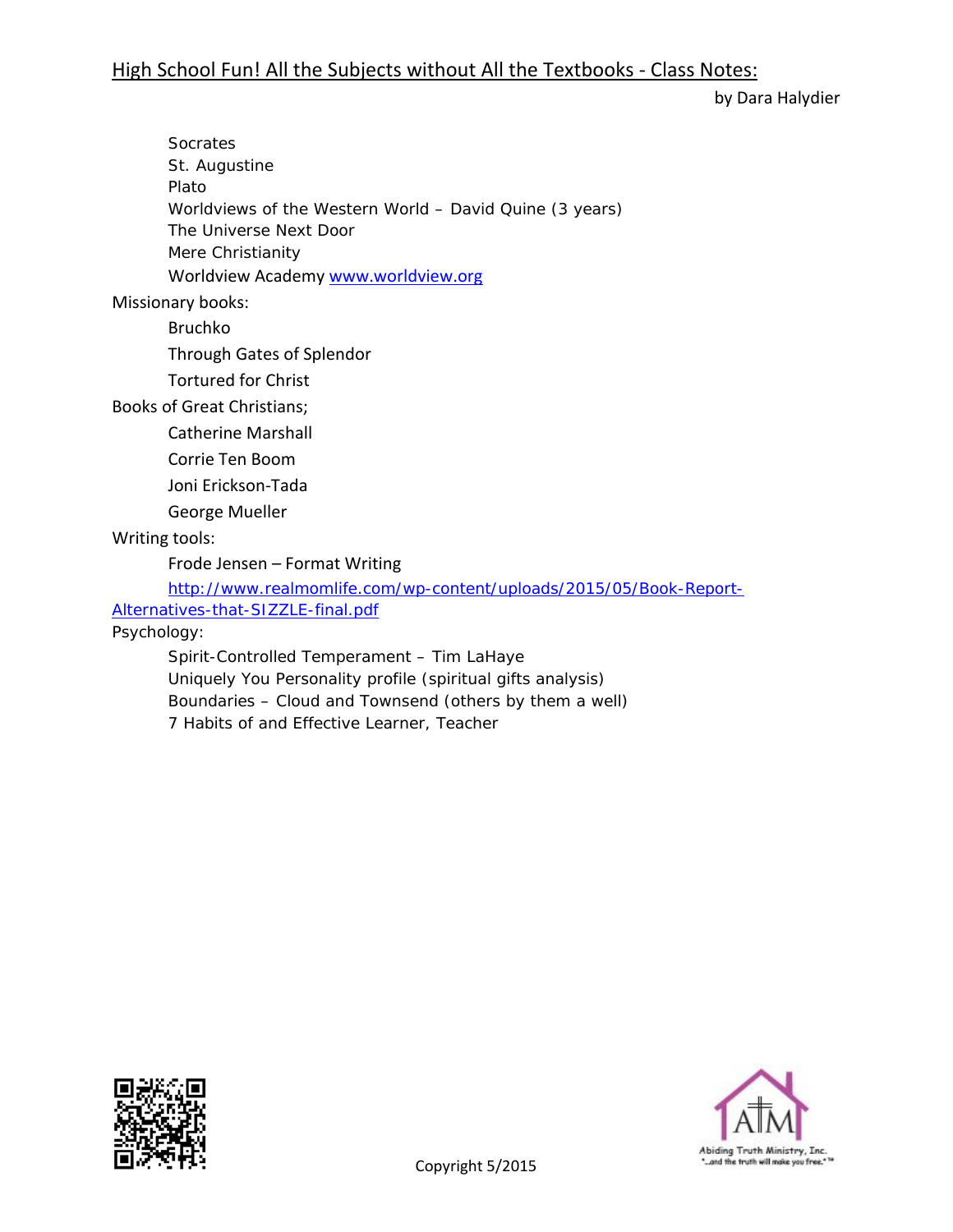Socrates
St. Augustine
Plato
Worldviews of the Western World – David Quine (3 years)
The Universe Next Door
Mere Christianity
Worldview Academy www.worldview.org

Missionary books:

- Bruchko
- Through Gates of Splendor
- Tortured for Christ

Books of Great Christians;

- Catherine Marshall
- Corrie Ten Boom
- Joni Erickson-Tada
- George Mueller

Writing tools:

- Frode Jensen – Format Writing
- http://www.realmomlife.com/wp-content/uploads/2015/05/Book-Report-Alternatives-that-SIZZLE-final.pdf

Psychology:

- Spirit-Controlled Temperament – Tim LaHaye
- Uniquely You Personality profile (spiritual gifts analysis)
- Boundaries – Cloud and Townsend (others by them a well)
- 7 Habits of and Effective Learner, Teacher

Copyright 5/2015

Abiding Truth Ministry, Inc.
"...and the truth will make you free."™